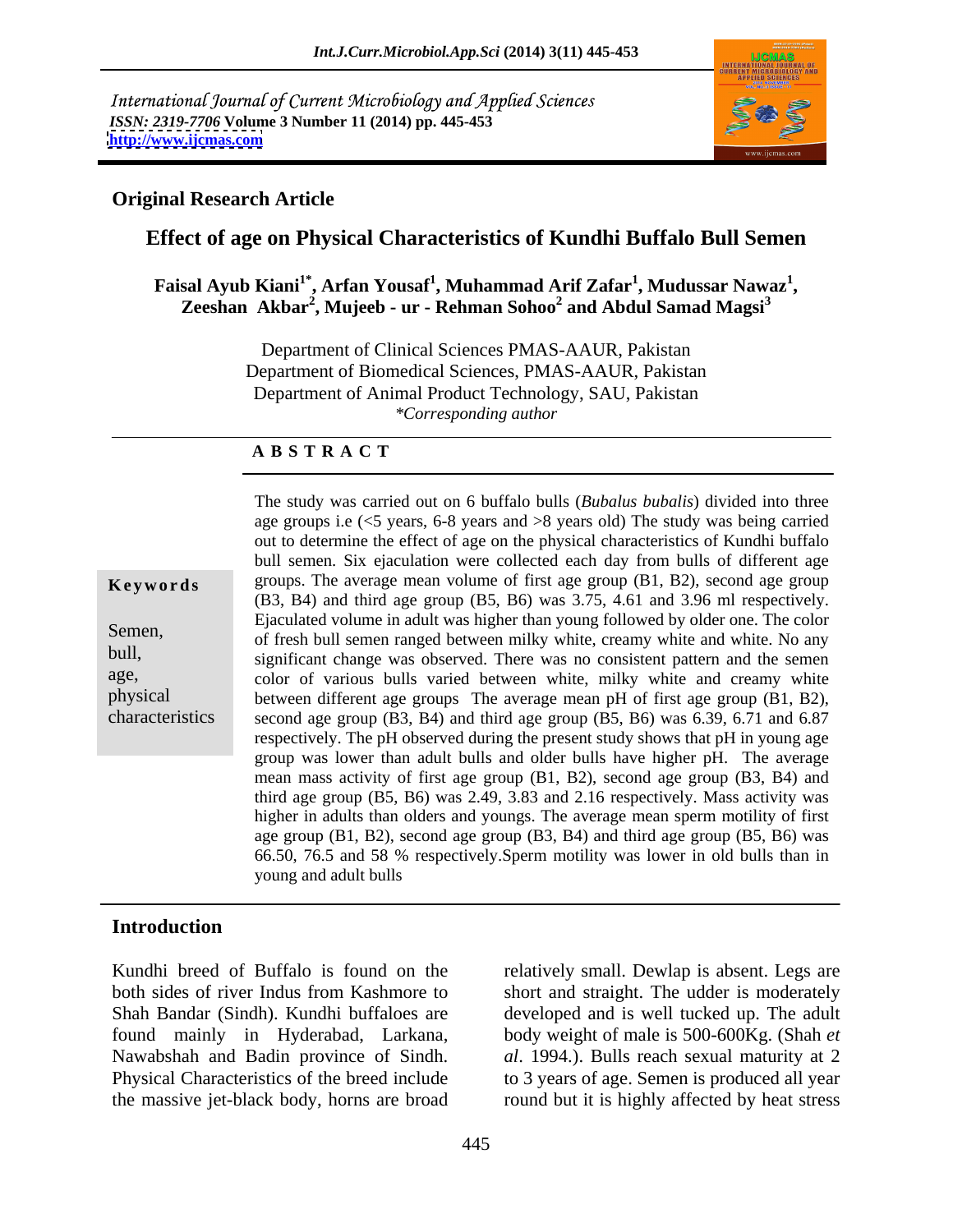International Journal of Current Microbiology and Applied Sciences
*ISSN: 2319-7706* **Volume 3 Number 11 (2014) pp. 445-453**
**http://www.ijcmas.com**

**Original Research Article**

# Effect of age on Physical Characteristics of Kundhi Buffalo Bull Semen

**Faisal Ayub Kiani[1*], Arfan Yousaf[1], Muhammad Arif Zafar[1], Mudussar Nawaz[1], Zeeshan Akbar[2], Mujeeb - ur - Rehman Sohoo[2] and Abdul Samad Magsi[3]**

Department of Clinical Sciences PMAS-AAUR, Pakistan
Department of Biomedical Sciences, PMAS-AAUR, Pakistan
Department of Animal Product Technology, SAU, Pakistan
*\*Corresponding author*

**A B S T R A C T**

**Keywords**

Semen, bull, age, physical characteristics

The study was carried out on 6 buffalo bulls (*Bubalus bubalis*) divided into three age groups i.e (<5 years, 6-8 years and >8 years old) The study was being carried out to determine the effect of age on the physical characteristics of Kundhi buffalo bull semen. Six ejaculation were collected each day from bulls of different age groups. The average mean volume of first age group (B1, B2), second age group (B3, B4) and third age group (B5, B6) was 3.75, 4.61 and 3.96 ml respectively. Ejaculated volume in adult was higher than young followed by older one. The color of fresh bull semen ranged between milky white, creamy white and white. No any significant change was observed. There was no consistent pattern and the semen color of various bulls varied between white, milky white and creamy white between different age groups The average mean pH of first age group (B1, B2), second age group (B3, B4) and third age group (B5, B6) was 6.39, 6.71 and 6.87 respectively. The pH observed during the present study shows that pH in young age group was lower than adult bulls and older bulls have higher pH. The average mean mass activity of first age group (B1, B2), second age group (B3, B4) and third age group (B5, B6) was 2.49, 3.83 and 2.16 respectively. Mass activity was higher in adults than olders and youngs. The average mean sperm motility of first age group (B1, B2), second age group (B3, B4) and third age group (B5, B6) was 66.50, 76.5 and 58 % respectively.Sperm motility was lower in old bulls than in young and adult bulls

## Introduction

Kundhi breed of Buffalo is found on the both sides of river Indus from Kashmore to Shah Bandar (Sindh). Kundhi buffaloes are found mainly in Hyderabad, Larkana, Nawabshah and Badin province of Sindh. Physical Characteristics of the breed include the massive jet-black body, horns are broad relatively small. Dewlap is absent. Legs are short and straight. The udder is moderately developed and is well tucked up. The adult body weight of male is 500-600Kg. (Shah *et al*. 1994.). Bulls reach sexual maturity at 2 to 3 years of age. Semen is produced all year round but it is highly affected by heat stress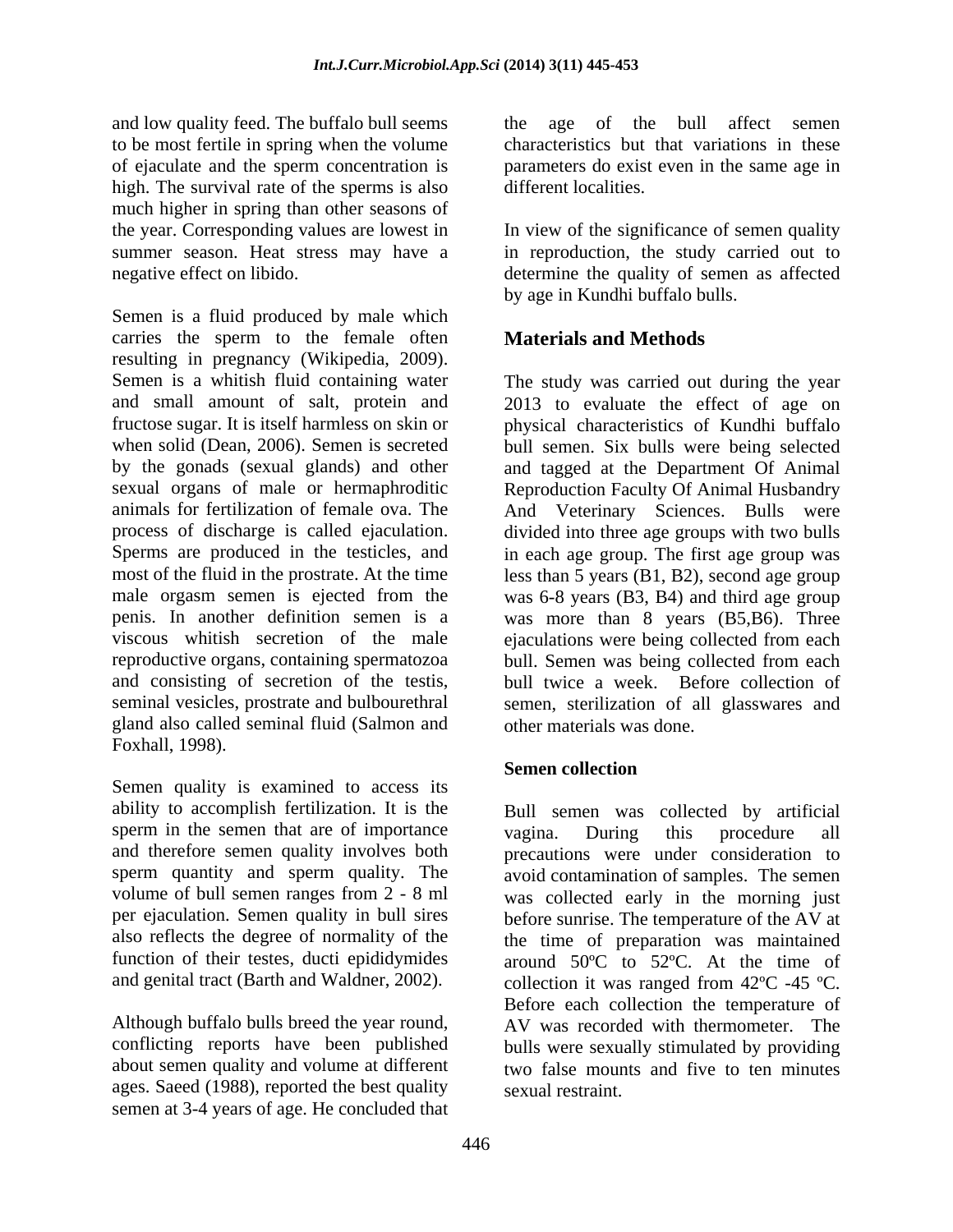and low quality feed. The buffalo bull seems to be most fertile in spring when the volume of ejaculate and the sperm concentration is high. The survival rate of the sperms is also much higher in spring than other seasons of the year. Corresponding values are lowest in summer season. Heat stress may have a negative effect on libido.

Semen is a fluid produced by male which carries the sperm to the female often resulting in pregnancy (Wikipedia, 2009). Semen is a whitish fluid containing water and small amount of salt, protein and fructose sugar. It is itself harmless on skin or when solid (Dean, 2006). Semen is secreted by the gonads (sexual glands) and other sexual organs of male or hermaphroditic animals for fertilization of female ova. The process of discharge is called ejaculation. Sperms are produced in the testicles, and most of the fluid in the prostrate. At the time male orgasm semen is ejected from the penis. In another definition semen is a viscous whitish secretion of the male reproductive organs, containing spermatozoa and consisting of secretion of the testis, seminal vesicles, prostrate and bulbourethral gland also called seminal fluid (Salmon and Foxhall, 1998).

Semen quality is examined to access its ability to accomplish fertilization. It is the sperm in the semen that are of importance and therefore semen quality involves both sperm quantity and sperm quality. The volume of bull semen ranges from 2 - 8 ml per ejaculation. Semen quality in bull sires also reflects the degree of normality of the function of their testes, ducti epididymides and genital tract (Barth and Waldner, 2002).

Although buffalo bulls breed the year round, conflicting reports have been published about semen quality and volume at different ages. Saeed (1988), reported the best quality semen at 3-4 years of age. He concluded that the age of the bull affect semen characteristics but that variations in these parameters do exist even in the same age in different localities.

In view of the significance of semen quality in reproduction, the study carried out to determine the quality of semen as affected by age in Kundhi buffalo bulls.

## Materials and Methods

The study was carried out during the year 2013 to evaluate the effect of age on physical characteristics of Kundhi buffalo bull semen. Six bulls were being selected and tagged at the Department Of Animal Reproduction Faculty Of Animal Husbandry And Veterinary Sciences. Bulls were divided into three age groups with two bulls in each age group. The first age group was less than 5 years (B1, B2), second age group was 6-8 years (B3, B4) and third age group was more than 8 years (B5,B6). Three ejaculations were being collected from each bull. Semen was being collected from each bull twice a week. Before collection of semen, sterilization of all glasswares and other materials was done.

### Semen collection

Bull semen was collected by artificial vagina. During this procedure all precautions were under consideration to avoid contamination of samples. The semen was collected early in the morning just before sunrise. The temperature of the AV at the time of preparation was maintained around 50ºC to 52ºC. At the time of collection it was ranged from 42ºC -45 ºC. Before each collection the temperature of AV was recorded with thermometer. The bulls were sexually stimulated by providing two false mounts and five to ten minutes sexual restraint.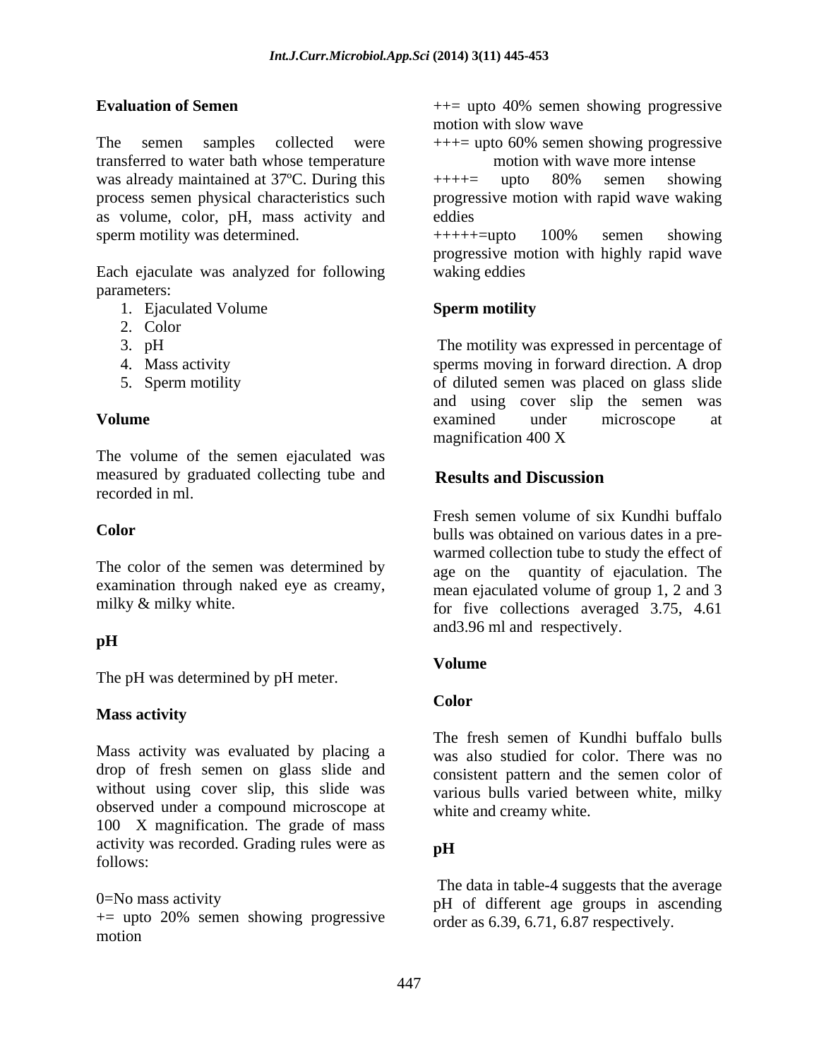**Evaluation of Semen**

The semen samples collected were transferred to water bath whose temperature was already maintained at 37ºC. During this process semen physical characteristics such as volume, color, pH, mass activity and sperm motility was determined.

Each ejaculate was analyzed for following parameters:

1. Ejaculated Volume
2. Color
3. pH
4. Mass activity
5. Sperm motility

**Volume**

The volume of the semen ejaculated was measured by graduated collecting tube and recorded in ml.

**Color**

The color of the semen was determined by examination through naked eye as creamy, milky & milky white.

**pH**

The pH was determined by pH meter.

**Mass activity**

Mass activity was evaluated by placing a drop of fresh semen on glass slide and without using cover slip, this slide was observed under a compound microscope at 100 X magnification. The grade of mass activity was recorded. Grading rules were as follows:

0=No mass activity
+= upto 20% semen showing progressive motion
++= upto 40% semen showing progressive motion with slow wave
+++= upto 60% semen showing progressive motion with wave more intense
++++= upto 80% semen showing progressive motion with rapid wave waking eddies
+++++=upto 100% semen showing progressive motion with highly rapid wave waking eddies

**Sperm motility**

The motility was expressed in percentage of sperms moving in forward direction. A drop of diluted semen was placed on glass slide and using cover slip the semen was examined under microscope at magnification 400 X

## Results and Discussion

Fresh semen volume of six Kundhi buffalo bulls was obtained on various dates in a pre-warmed collection tube to study the effect of age on the quantity of ejaculation. The mean ejaculated volume of group 1, 2 and 3 for five collections averaged 3.75, 4.61 and3.96 ml and respectively.

**Volume**

**Color**

The fresh semen of Kundhi buffalo bulls was also studied for color. There was no consistent pattern and the semen color of various bulls varied between white, milky white and creamy white.

**pH**

The data in table-4 suggests that the average pH of different age groups in ascending order as 6.39, 6.71, 6.87 respectively.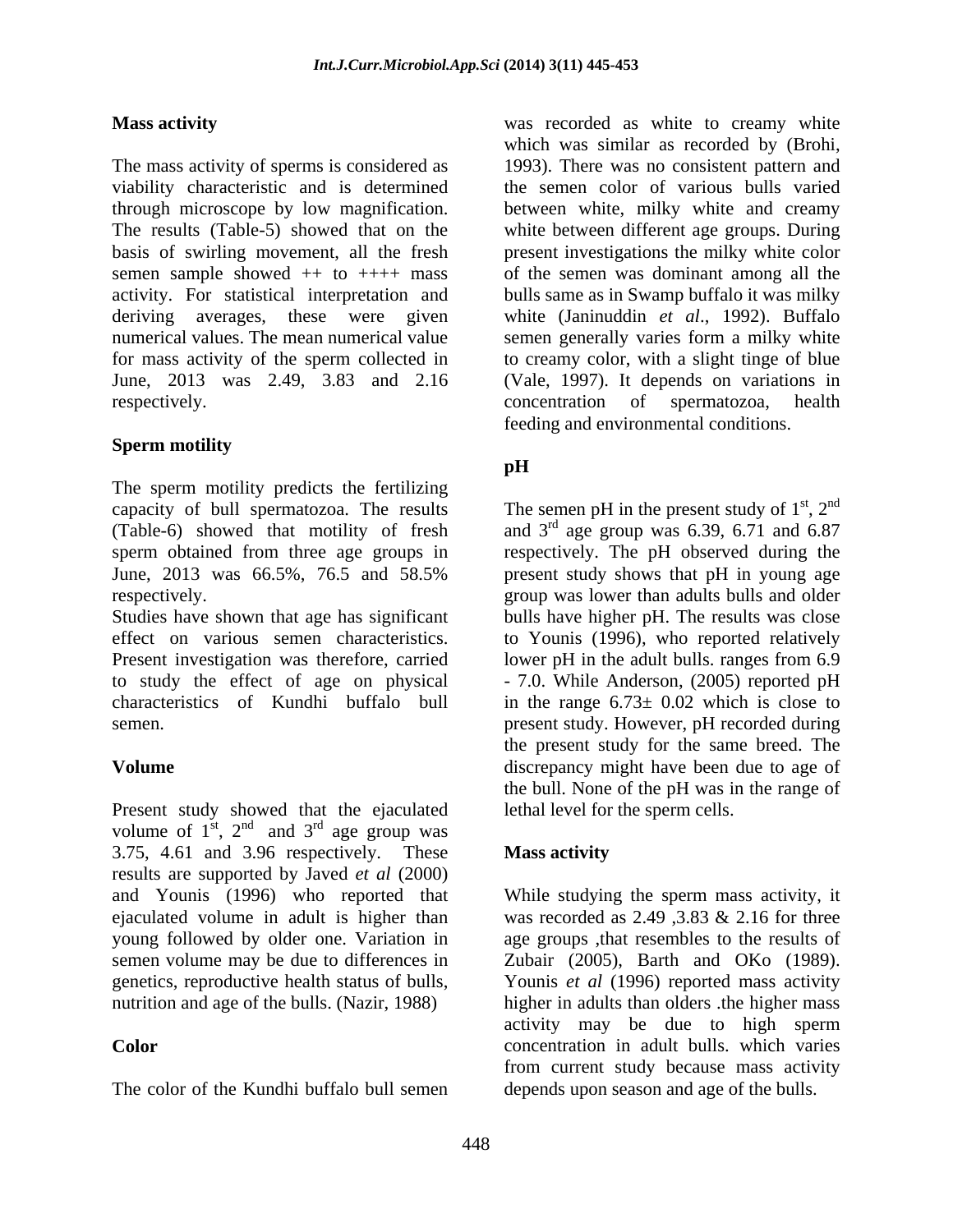**Mass activity**

The mass activity of sperms is considered as viability characteristic and is determined through microscope by low magnification. The results (Table-5) showed that on the basis of swirling movement, all the fresh semen sample showed ++ to ++++ mass activity. For statistical interpretation and deriving averages, these were given numerical values. The mean numerical value for mass activity of the sperm collected in June, 2013 was 2.49, 3.83 and 2.16 respectively.

**Sperm motility**

The sperm motility predicts the fertilizing capacity of bull spermatozoa. The results (Table-6) showed that motility of fresh sperm obtained from three age groups in June, 2013 was 66.5%, 76.5 and 58.5% respectively.

Studies have shown that age has significant effect on various semen characteristics. Present investigation was therefore, carried to study the effect of age on physical characteristics of Kundhi buffalo bull semen.

**Volume**

Present study showed that the ejaculated volume of 1st, 2nd and 3rd age group was 3.75, 4.61 and 3.96 respectively. These results are supported by Javed *et al* (2000) and Younis (1996) who reported that ejaculated volume in adult is higher than young followed by older one. Variation in semen volume may be due to differences in genetics, reproductive health status of bulls, nutrition and age of the bulls. (Nazir, 1988)

**Color**

The color of the Kundhi buffalo bull semen was recorded as white to creamy white which was similar as recorded by (Brohi, 1993). There was no consistent pattern and the semen color of various bulls varied between white, milky white and creamy white between different age groups. During present investigations the milky white color of the semen was dominant among all the bulls same as in Swamp buffalo it was milky white (Janinuddin *et al*., 1992). Buffalo semen generally varies form a milky white to creamy color, with a slight tinge of blue (Vale, 1997). It depends on variations in concentration of spermatozoa, health feeding and environmental conditions.

**pH**

The semen pH in the present study of 1st, 2nd and 3rd age group was 6.39, 6.71 and 6.87 respectively. The pH observed during the present study shows that pH in young age group was lower than adults bulls and older bulls have higher pH. The results was close to Younis (1996), who reported relatively lower pH in the adult bulls. ranges from 6.9 - 7.0. While Anderson, (2005) reported pH in the range 6.73± 0.02 which is close to present study. However, pH recorded during the present study for the same breed. The discrepancy might have been due to age of the bull. None of the pH was in the range of lethal level for the sperm cells.

**Mass activity**

While studying the sperm mass activity, it was recorded as 2.49 ,3.83 & 2.16 for three age groups ,that resembles to the results of Zubair (2005), Barth and OKo (1989). Younis *et al* (1996) reported mass activity higher in adults than olders .the higher mass activity may be due to high sperm concentration in adult bulls. which varies from current study because mass activity depends upon season and age of the bulls.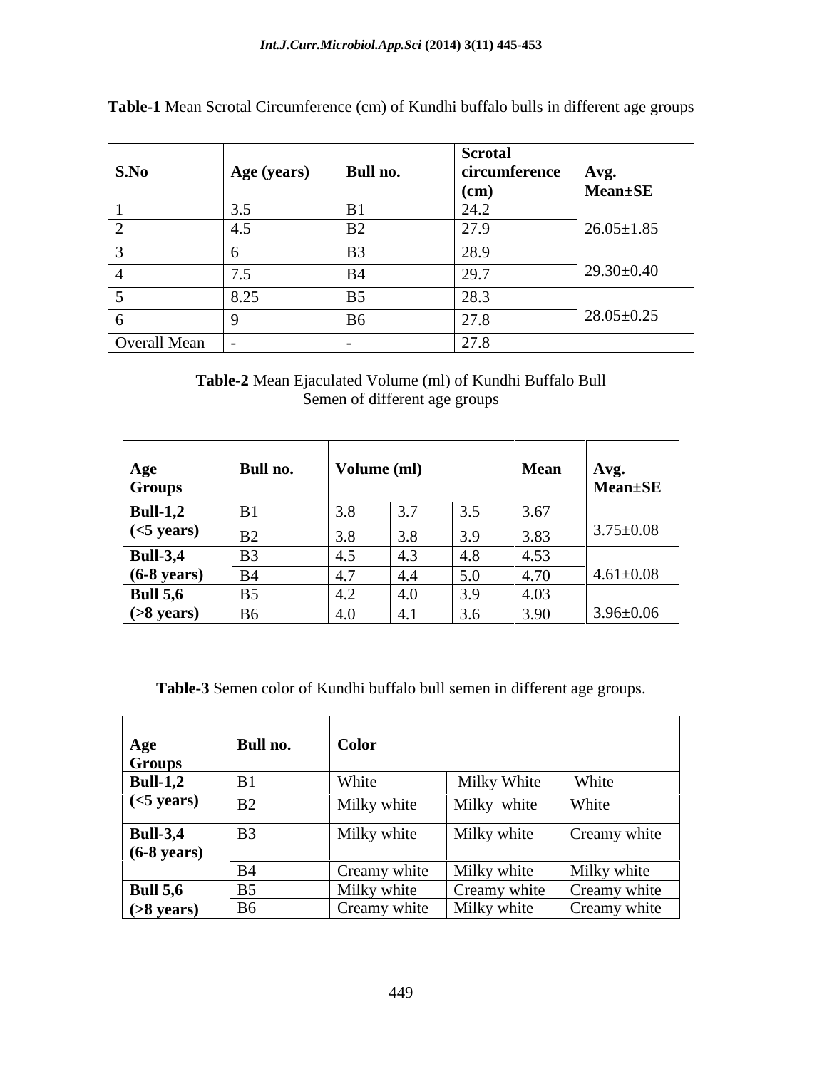**Table-1** Mean Scrotal Circumference (cm) of Kundhi buffalo bulls in different age groups

| S.No | Age (years) | Bull no. | Scrotal circumference (cm) | Avg. Mean±SE |
|---|---|---|---|---|
| 1 | 3.5 | B1 | 24.2 | 26.05±1.85 |
| 2 | 4.5 | B2 | 27.9 | |
| 3 | 6 | B3 | 28.9 | 29.30±0.40 |
| 4 | 7.5 | B4 | 29.7 | |
| 5 | 8.25 | B5 | 28.3 | 28.05±0.25 |
| 6 | 9 | B6 | 27.8 | |
| Overall Mean | - | - | 27.8 | |

**Table-2** Mean Ejaculated Volume (ml) of Kundhi Buffalo Bull Semen of different age groups

| Age Groups | Bull no. | Volume (ml) | | | Mean | Avg. Mean±SE |
|---|---|---|---|---|---|---|
| **Bull-1,2 (<5 years)** | B1 | 3.8 | 3.7 | 3.5 | 3.67 | 3.75±0.08 |
| | B2 | 3.8 | 3.8 | 3.9 | 3.83 | |
| **Bull-3,4 (6-8 years)** | B3 | 4.5 | 4.3 | 4.8 | 4.53 | 4.61±0.08 |
| | B4 | 4.7 | 4.4 | 5.0 | 4.70 | |
| **Bull 5,6 (>8 years)** | B5 | 4.2 | 4.0 | 3.9 | 4.03 | 3.96±0.06 |
| | B6 | 4.0 | 4.1 | 3.6 | 3.90 | |

**Table-3** Semen color of Kundhi buffalo bull semen in different age groups.

| Age Groups | Bull no. | Color | | |
|---|---|---|---|---|
| **Bull-1,2 (<5 years)** | B1 | White | Milky White | White |
| | B2 | Milky white | Milky white | White |
| **Bull-3,4 (6-8 years)** | B3 | Milky white | Milky white | Creamy white |
| | B4 | Creamy white | Milky white | Milky white |
| **Bull 5,6 (>8 years)** | B5 | Milky white | Creamy white | Creamy white |
| | B6 | Creamy white | Milky white | Creamy white |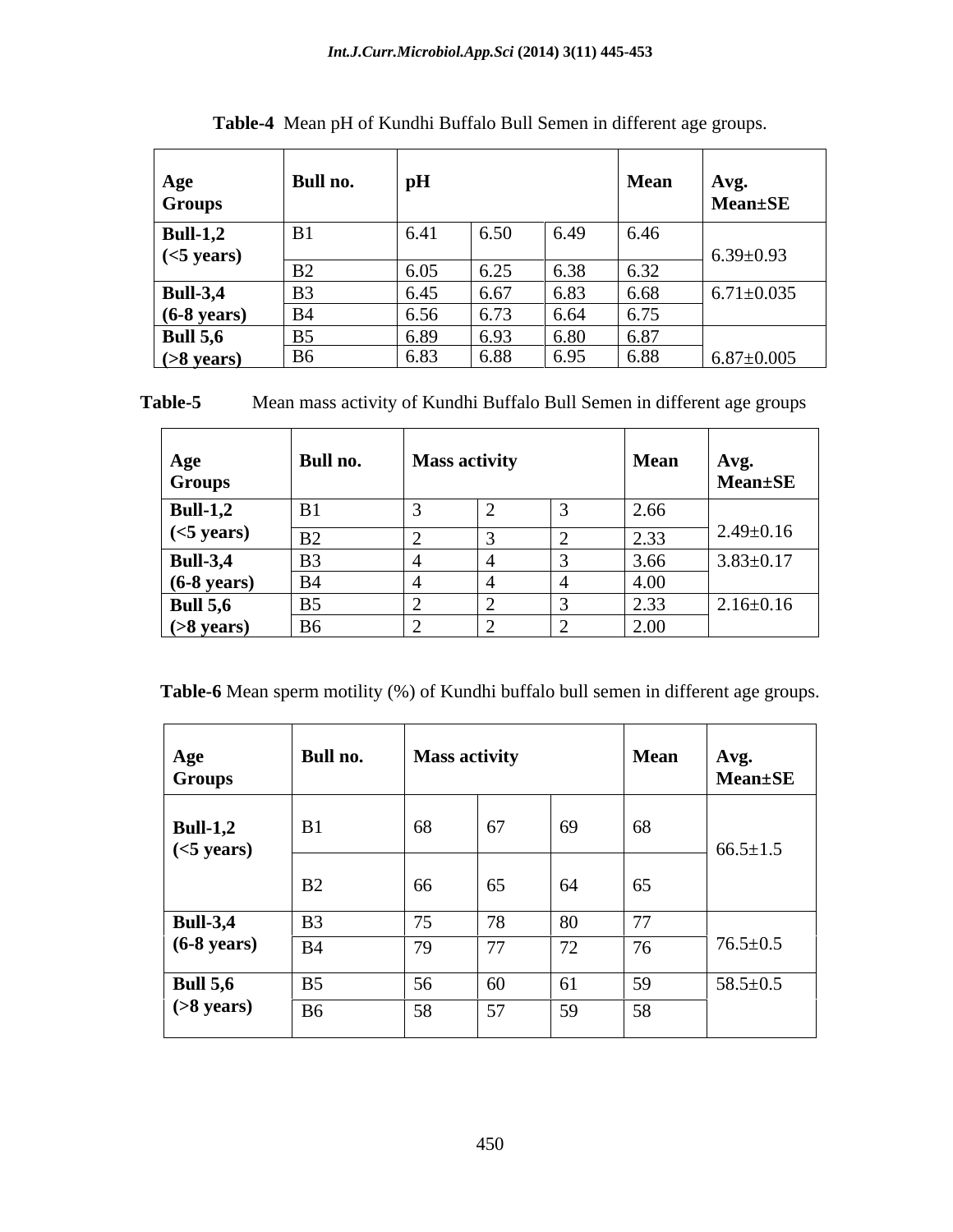**Table-4** Mean pH of Kundhi Buffalo Bull Semen in different age groups.

| Age Groups | Bull no. | pH | | | Mean | Avg. Mean±SE |
|---|---|---|---|---|---|---|
| **Bull-1,2 (<5 years)** | B1 | 6.41 | 6.50 | 6.49 | 6.46 | 6.39±0.93 |
| | B2 | 6.05 | 6.25 | 6.38 | 6.32 | |
| **Bull-3,4 (6-8 years)** | B3 | 6.45 | 6.67 | 6.83 | 6.68 | 6.71±0.035 |
| | B4 | 6.56 | 6.73 | 6.64 | 6.75 | |
| **Bull 5,6 (>8 years)** | B5 | 6.89 | 6.93 | 6.80 | 6.87 | 6.87±0.005 |
| | B6 | 6.83 | 6.88 | 6.95 | 6.88 | |

**Table-5** Mean mass activity of Kundhi Buffalo Bull Semen in different age groups

| Age Groups | Bull no. | Mass activity | | | Mean | Avg. Mean±SE |
|---|---|---|---|---|---|---|
| **Bull-1,2 (<5 years)** | B1 | 3 | 2 | 3 | 2.66 | 2.49±0.16 |
| | B2 | 2 | 3 | 2 | 2.33 | |
| **Bull-3,4 (6-8 years)** | B3 | 4 | 4 | 3 | 3.66 | 3.83±0.17 |
| | B4 | 4 | 4 | 4 | 4.00 | |
| **Bull 5,6 (>8 years)** | B5 | 2 | 2 | 3 | 2.33 | 2.16±0.16 |
| | B6 | 2 | 2 | 2 | 2.00 | |

**Table-6** Mean sperm motility (%) of Kundhi buffalo bull semen in different age groups.

| Age Groups | Bull no. | Mass activity | | | Mean | Avg. Mean±SE |
|---|---|---|---|---|---|---|
| **Bull-1,2 (<5 years)** | B1 | 68 | 67 | 69 | 68 | 66.5±1.5 |
| | B2 | 66 | 65 | 64 | 65 | |
| **Bull-3,4 (6-8 years)** | B3 | 75 | 78 | 80 | 77 | 76.5±0.5 |
| | B4 | 79 | 77 | 72 | 76 | |
| **Bull 5,6 (>8 years)** | B5 | 56 | 60 | 61 | 59 | 58.5±0.5 |
| | B6 | 58 | 57 | 59 | 58 | |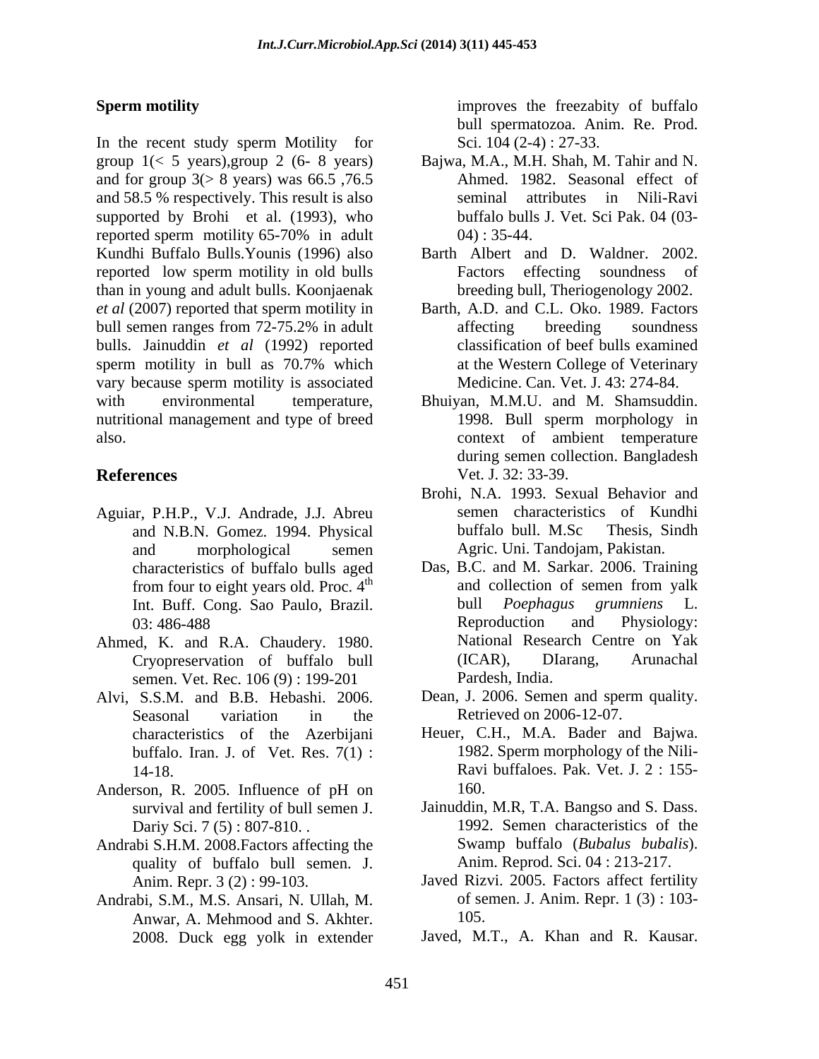## Sperm motility

In the recent study sperm Motility for group 1(< 5 years),group 2 (6- 8 years) and for group 3(> 8 years) was 66.5 ,76.5 and 58.5 % respectively. This result is also supported by Brohi et al. (1993), who reported sperm motility 65-70% in adult Kundhi Buffalo Bulls.Younis (1996) also reported low sperm motility in old bulls than in young and adult bulls. Koonjaenak *et al* (2007) reported that sperm motility in bull semen ranges from 72-75.2% in adult bulls. Jainuddin *et al* (1992) reported sperm motility in bull as 70.7% which vary because sperm motility is associated with environmental temperature, nutritional management and type of breed also.

## References

- Aguiar, P.H.P., V.J. Andrade, J.J. Abreu and N.B.N. Gomez. 1994. Physical and morphological semen characteristics of buffalo bulls aged from four to eight years old. Proc. 4th Int. Buff. Cong. Sao Paulo, Brazil. 03: 486-488
- Ahmed, K. and R.A. Chaudery. 1980. Cryopreservation of buffalo bull semen. Vet. Rec. 106 (9) : 199-201
- Alvi, S.S.M. and B.B. Hebashi. 2006. Seasonal variation in the characteristics of the Azerbijani buffalo. Iran. J. of Vet. Res. 7(1) : 14-18.
- Anderson, R. 2005. Influence of pH on survival and fertility of bull semen J. Dariy Sci. 7 (5) : 807-810. .
- Andrabi S.H.M. 2008.Factors affecting the quality of buffalo bull semen. J. Anim. Repr. 3 (2) : 99-103.
- Andrabi, S.M., M.S. Ansari, N. Ullah, M. Anwar, A. Mehmood and S. Akhter. 2008. Duck egg yolk in extender improves the freezabity of buffalo bull spermatozoa. Anim. Re. Prod. Sci. 104 (2-4) : 27-33.
- Bajwa, M.A., M.H. Shah, M. Tahir and N. Ahmed. 1982. Seasonal effect of seminal attributes in Nili-Ravi buffalo bulls J. Vet. Sci Pak. 04 (03-04) : 35-44.
- Barth Albert and D. Waldner. 2002. Factors effecting soundness of breeding bull, Theriogenology 2002.
- Barth, A.D. and C.L. Oko. 1989. Factors affecting breeding soundness classification of beef bulls examined at the Western College of Veterinary Medicine. Can. Vet. J. 43: 274-84.
- Bhuiyan, M.M.U. and M. Shamsuddin. 1998. Bull sperm morphology in context of ambient temperature during semen collection. Bangladesh Vet. J. 32: 33-39.
- Brohi, N.A. 1993. Sexual Behavior and semen characteristics of Kundhi buffalo bull. M.Sc Thesis, Sindh Agric. Uni. Tandojam, Pakistan.
- Das, B.C. and M. Sarkar. 2006. Training and collection of semen from yalk bull *Poephagus grumniens* L. Reproduction and Physiology: National Research Centre on Yak (ICAR), DIarang, Arunachal Pardesh, India.
- Dean, J. 2006. Semen and sperm quality. Retrieved on 2006-12-07.
- Heuer, C.H., M.A. Bader and Bajwa. 1982. Sperm morphology of the Nili-Ravi buffaloes. Pak. Vet. J. 2 : 155-160.
- Jainuddin, M.R, T.A. Bangso and S. Dass. 1992. Semen characteristics of the Swamp buffalo (*Bubalus bubalis*). Anim. Reprod. Sci. 04 : 213-217.
- Javed Rizvi. 2005. Factors affect fertility of semen. J. Anim. Repr. 1 (3) : 103-105.
- Javed, M.T., A. Khan and R. Kausar.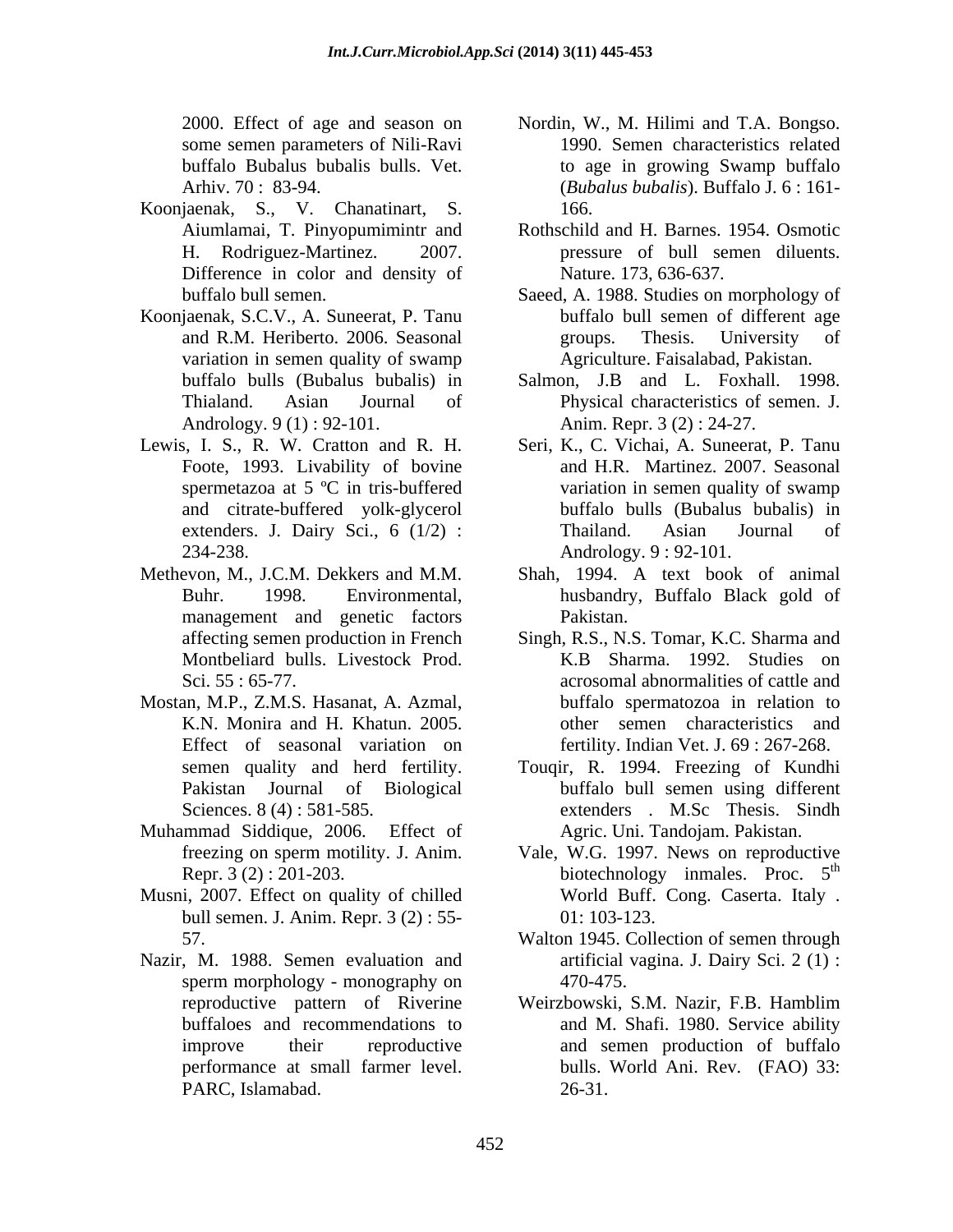2000. Effect of age and season on some semen parameters of Nili-Ravi buffalo Bubalus bubalis bulls. Vet. Arhiv. 70 : 83-94.

Koonjaenak, S., V. Chanatinart, S. Aiumlamai, T. Pinyopumimintr and H. Rodriguez-Martinez. 2007. Difference in color and density of buffalo bull semen.

Koonjaenak, S.C.V., A. Suneerat, P. Tanu and R.M. Heriberto. 2006. Seasonal variation in semen quality of swamp buffalo bulls (Bubalus bubalis) in Thialand. Asian Journal of Andrology. 9 (1) : 92-101.

Lewis, I. S., R. W. Cratton and R. H. Foote, 1993. Livability of bovine spermetazoa at 5 ºC in tris-buffered and citrate-buffered yolk-glycerol extenders. J. Dairy Sci., 6 (1/2) : 234-238.

Methevon, M., J.C.M. Dekkers and M.M. Buhr. 1998. Environmental, management and genetic factors affecting semen production in French Montbeliard bulls. Livestock Prod. Sci. 55 : 65-77.

Mostan, M.P., Z.M.S. Hasanat, A. Azmal, K.N. Monira and H. Khatun. 2005. Effect of seasonal variation on semen quality and herd fertility. Pakistan Journal of Biological Sciences. 8 (4) : 581-585.

Muhammad Siddique, 2006. Effect of freezing on sperm motility. J. Anim. Repr. 3 (2) : 201-203.

Musni, 2007. Effect on quality of chilled bull semen. J. Anim. Repr. 3 (2) : 55-57.

Nazir, M. 1988. Semen evaluation and sperm morphology - monography on reproductive pattern of Riverine buffaloes and recommendations to improve their reproductive performance at small farmer level. PARC, Islamabad.

Nordin, W., M. Hilimi and T.A. Bongso. 1990. Semen characteristics related to age in growing Swamp buffalo (*Bubalus bubalis*). Buffalo J. 6 : 161-166.

Rothschild and H. Barnes. 1954. Osmotic pressure of bull semen diluents. Nature. 173, 636-637.

Saeed, A. 1988. Studies on morphology of buffalo bull semen of different age groups. Thesis. University of Agriculture. Faisalabad, Pakistan.

Salmon, J.B and L. Foxhall. 1998. Physical characteristics of semen. J. Anim. Repr. 3 (2) : 24-27.

Seri, K., C. Vichai, A. Suneerat, P. Tanu and H.R. Martinez. 2007. Seasonal variation in semen quality of swamp buffalo bulls (Bubalus bubalis) in Thailand. Asian Journal of Andrology. 9 : 92-101.

Shah, 1994. A text book of animal husbandry, Buffalo Black gold of Pakistan.

Singh, R.S., N.S. Tomar, K.C. Sharma and K.B Sharma. 1992. Studies on acrosomal abnormalities of cattle and buffalo spermatozoa in relation to other semen characteristics and fertility. Indian Vet. J. 69 : 267-268.

Touqir, R. 1994. Freezing of Kundhi buffalo bull semen using different extenders . M.Sc Thesis. Sindh Agric. Uni. Tandojam. Pakistan.

Vale, W.G. 1997. News on reproductive biotechnology inmales. Proc. 5th World Buff. Cong. Caserta. Italy . 01: 103-123.

Walton 1945. Collection of semen through artificial vagina. J. Dairy Sci. 2 (1) : 470-475.

Weirzbowski, S.M. Nazir, F.B. Hamblim and M. Shafi. 1980. Service ability and semen production of buffalo bulls. World Ani. Rev. (FAO) 33: 26-31.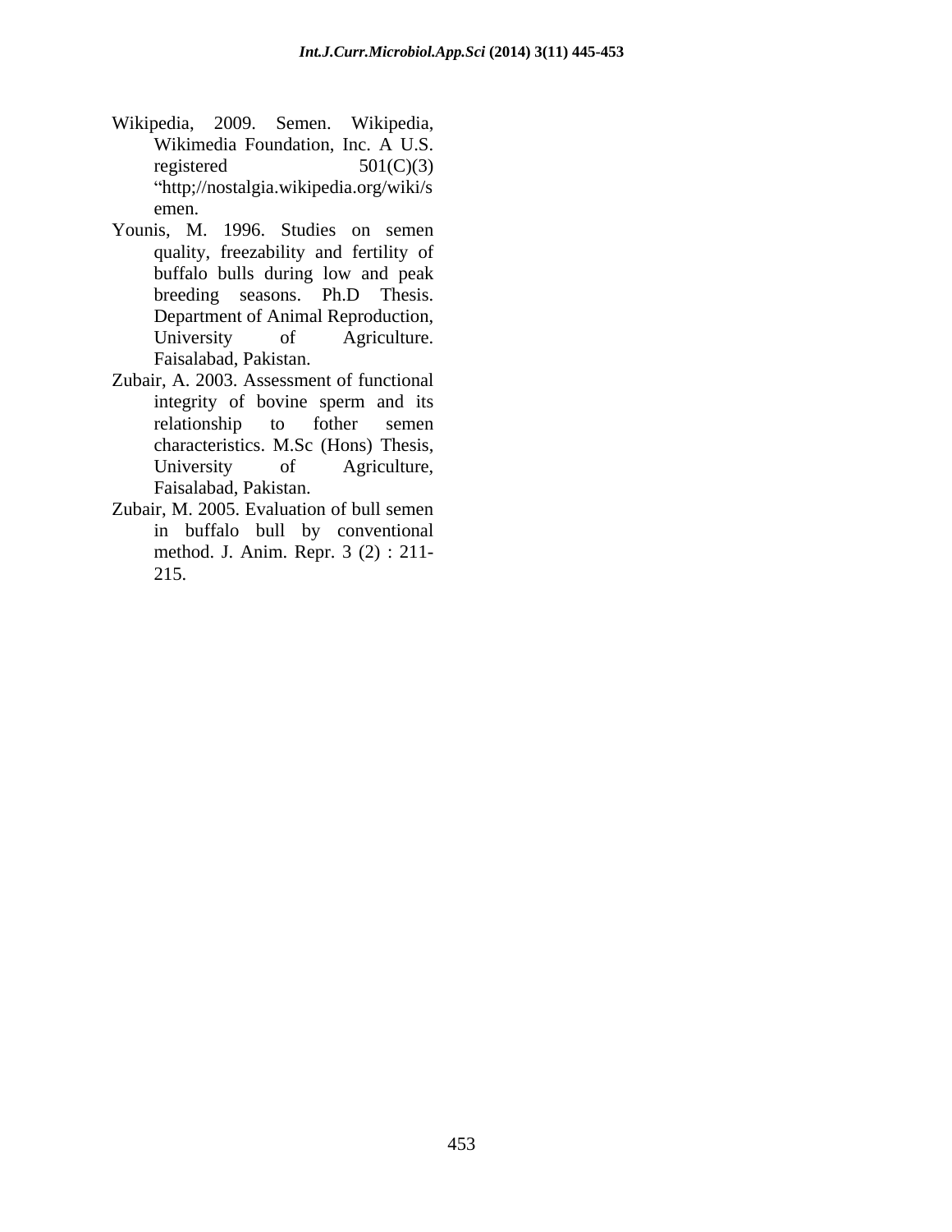Wikipedia, 2009. Semen. Wikipedia, Wikimedia Foundation, Inc. A U.S. registered 501(C)(3) "http;//nostalgia.wikipedia.org/wiki/semen.

Younis, M. 1996. Studies on semen quality, freezability and fertility of buffalo bulls during low and peak breeding seasons. Ph.D Thesis. Department of Animal Reproduction, University of Agriculture. Faisalabad, Pakistan.

Zubair, A. 2003. Assessment of functional integrity of bovine sperm and its relationship to fother semen characteristics. M.Sc (Hons) Thesis, University of Agriculture, Faisalabad, Pakistan.

Zubair, M. 2005. Evaluation of bull semen in buffalo bull by conventional method. J. Anim. Repr. 3 (2) : 211-215.